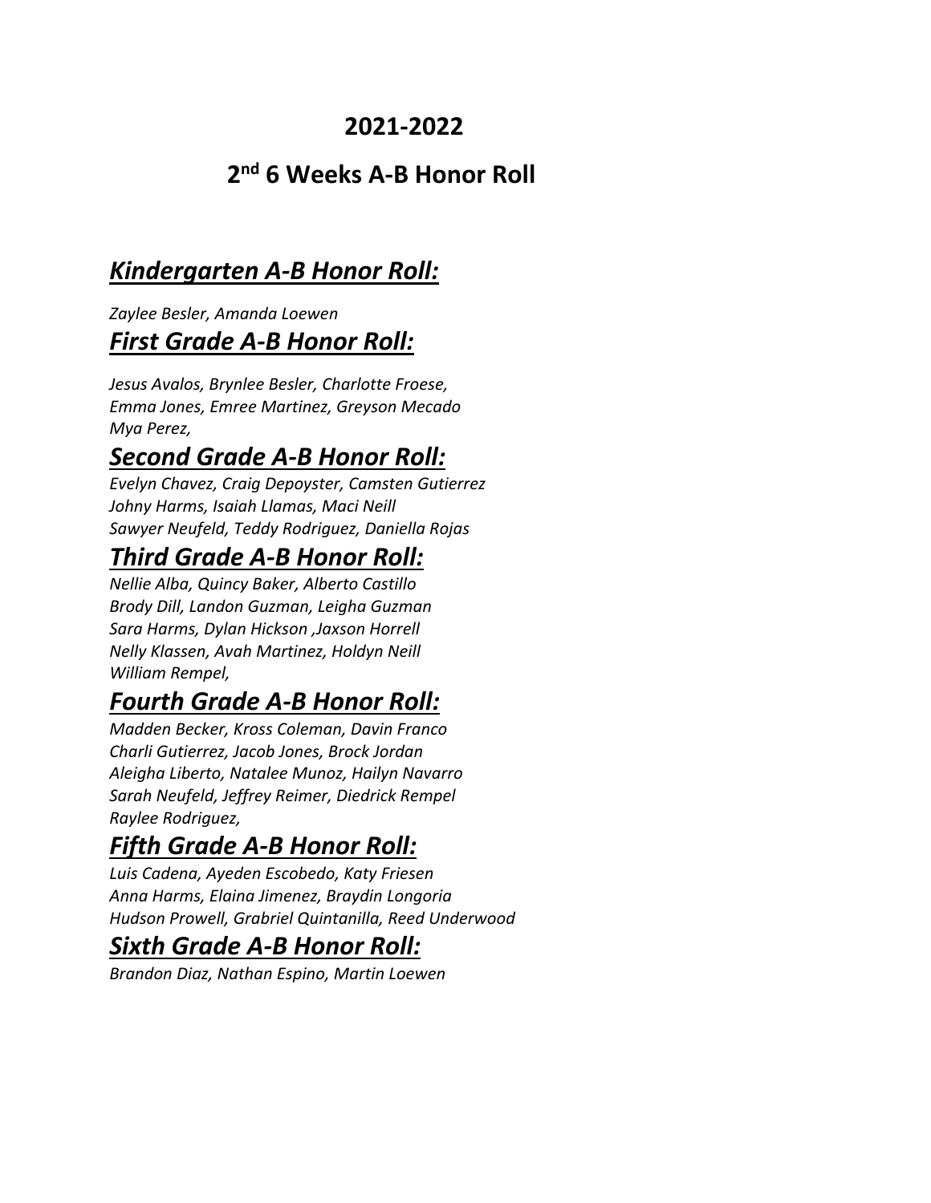# 2021-2022

## 2nd 6 Weeks A-B Honor Roll

## ***Kindergarten A-B Honor Roll:***

*Zaylee Besler, Amanda Loewen*

## ***First Grade A-B Honor Roll:***

*Jesus Avalos, Brynlee Besler, Charlotte Froese,*
*Emma Jones, Emree Martinez, Greyson Mecado*
*Mya Perez,*

## ***Second Grade A-B Honor Roll:***

*Evelyn Chavez, Craig Depoyster, Camsten Gutierrez*
*Johny Harms, Isaiah Llamas, Maci Neill*
*Sawyer Neufeld, Teddy Rodriguez, Daniella Rojas*

## ***Third Grade A-B Honor Roll:***

*Nellie Alba, Quincy Baker, Alberto Castillo*
*Brody Dill, Landon Guzman, Leigha Guzman*
*Sara Harms, Dylan Hickson ,Jaxson Horrell*
*Nelly Klassen, Avah Martinez, Holdyn Neill*
*William Rempel,*

## ***Fourth Grade A-B Honor Roll:***

*Madden Becker, Kross Coleman, Davin Franco*
*Charli Gutierrez, Jacob Jones, Brock Jordan*
*Aleigha Liberto, Natalee Munoz, Hailyn Navarro*
*Sarah Neufeld, Jeffrey Reimer, Diedrick Rempel*
*Raylee Rodriguez,*

## ***Fifth Grade A-B Honor Roll:***

*Luis Cadena, Ayeden Escobedo, Katy Friesen*
*Anna Harms, Elaina Jimenez, Braydin Longoria*
*Hudson Prowell, Grabriel Quintanilla, Reed Underwood*

## ***Sixth Grade A-B Honor Roll:***

*Brandon Diaz, Nathan Espino, Martin Loewen*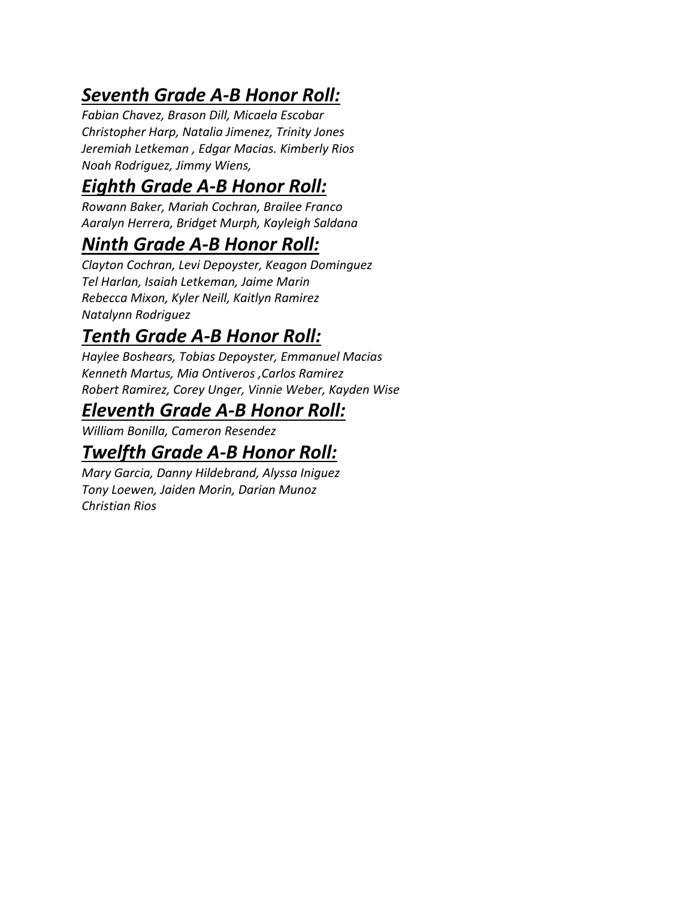## ***Seventh Grade A-B Honor Roll:***

*Fabian Chavez, Brason Dill, Micaela Escobar*
*Christopher Harp, Natalia Jimenez, Trinity Jones*
*Jeremiah Letkeman , Edgar Macias. Kimberly Rios*
*Noah Rodriguez, Jimmy Wiens,*

## ***Eighth Grade A-B Honor Roll:***

*Rowann Baker, Mariah Cochran, Brailee Franco*
*Aaralyn Herrera, Bridget Murph, Kayleigh Saldana*

## ***Ninth Grade A-B Honor Roll:***

*Clayton Cochran, Levi Depoyster, Keagon Dominguez*
*Tel Harlan, Isaiah Letkeman, Jaime Marin*
*Rebecca Mixon, Kyler Neill, Kaitlyn Ramirez*
*Natalynn Rodriguez*

## ***Tenth Grade A-B Honor Roll:***

*Haylee Boshears, Tobias Depoyster, Emmanuel Macias*
*Kenneth Martus, Mia Ontiveros ,Carlos Ramirez*
*Robert Ramirez, Corey Unger, Vinnie Weber, Kayden Wise*

## ***Eleventh Grade A-B Honor Roll:***

*William Bonilla, Cameron Resendez*

## ***Twelfth Grade A-B Honor Roll:***

*Mary Garcia, Danny Hildebrand, Alyssa Iniguez*
*Tony Loewen, Jaiden Morin, Darian Munoz*
*Christian Rios*